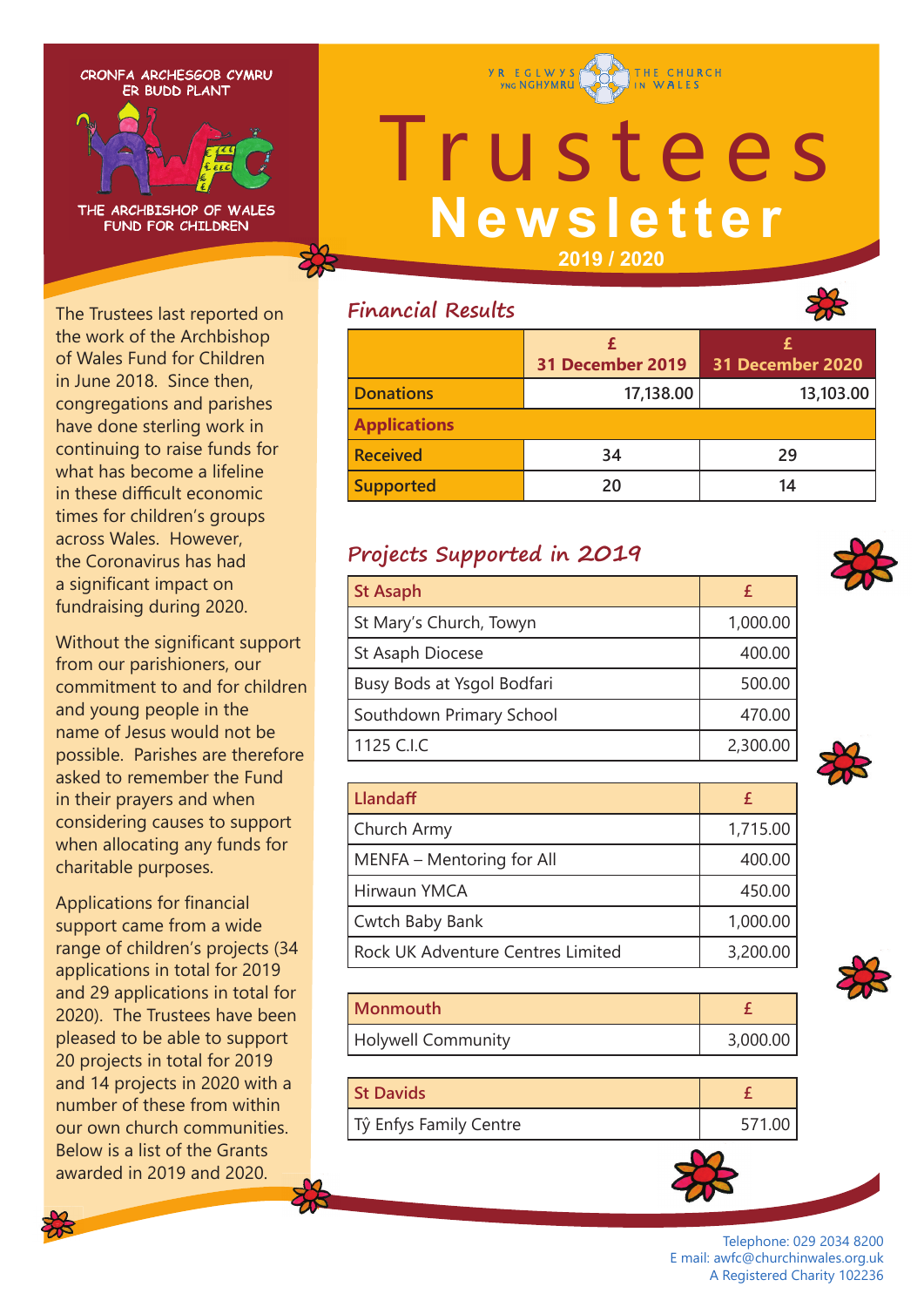CRONFA ARCHESGOB CYMRU ER BUDD PLANT

THE ARCHBISHOP OF WALES FUND FOR CHILDREN

YR EGLWYS YNG NGHYMRU | THE CHURCH IN WALES

# Trustees Newsletter

**2019 / 2020**

The Trustees last reported on the work of the Archbishop of Wales Fund for Children in June 2018. Since then, congregations and parishes have done sterling work in continuing to raise funds for what has become a lifeline in these difficult economic times for children's groups across Wales. However, the Coronavirus has had a significant impact on fundraising during 2020.

Without the significant support from our parishioners, our commitment to and for children and young people in the name of Jesus would not be possible. Parishes are therefore asked to remember the Fund in their prayers and when considering causes to support when allocating any funds for charitable purposes.

Applications for financial support came from a wide range of children's projects (34 applications in total for 2019 and 29 applications in total for 2020). The Trustees have been pleased to be able to support 20 projects in total for 2019 and 14 projects in 2020 with a number of these from within our own church communities. Below is a list of the Grants awarded in 2019 and 2020.

## Financial Results

| | £ 31 December 2019 | £ 31 December 2020 |
|---|---|---|
| Donations | 17,138.00 | 13,103.00 |
| Applications | | |
| Received | 34 | 29 |
| Supported | 20 | 14 |

## Projects Supported in 2019

| St Asaph | £ |
|---|---|
| St Mary's Church, Towyn | 1,000.00 |
| St Asaph Diocese | 400.00 |
| Busy Bods at Ysgol Bodfari | 500.00 |
| Southdown Primary School | 470.00 |
| 1125 C.I.C | 2,300.00 |

| Llandaff | £ |
|---|---|
| Church Army | 1,715.00 |
| MENFA – Mentoring for All | 400.00 |
| Hirwaun YMCA | 450.00 |
| Cwtch Baby Bank | 1,000.00 |
| Rock UK Adventure Centres Limited | 3,200.00 |

| Monmouth | £ |
|---|---|
| Holywell Community | 3,000.00 |

| St Davids | £ |
|---|---|
| Tŷ Enfys Family Centre | 571.00 |

Telephone: 029 2034 8200
E mail: awfc@churchinwales.org.uk
A Registered Charity 102236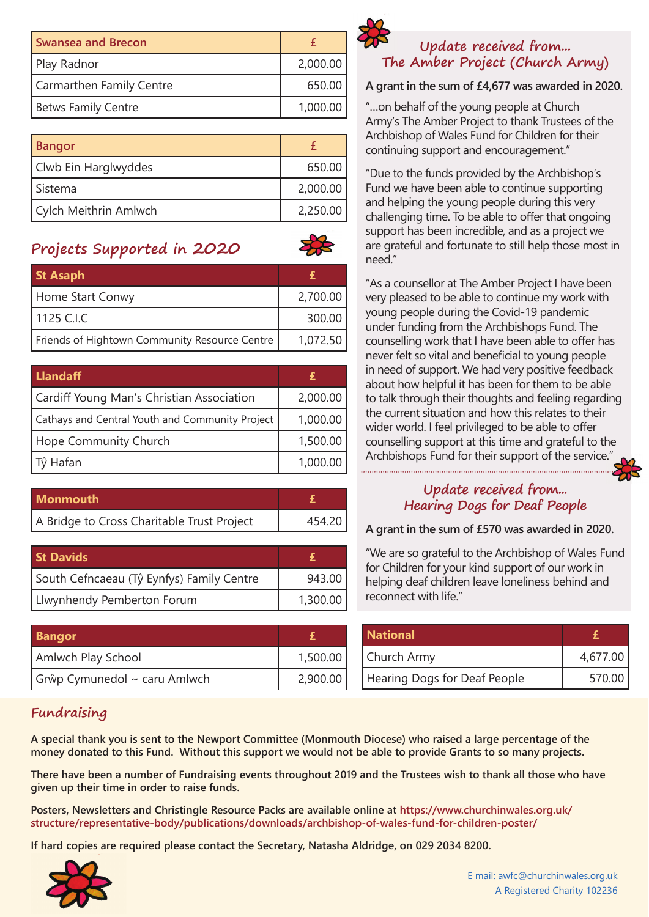| Swansea and Brecon | £ |
|---|---|
| Play Radnor | 2,000.00 |
| Carmarthen Family Centre | 650.00 |
| Betws Family Centre | 1,000.00 |

| Bangor | £ |
|---|---|
| Clwb Ein Harglwyddes | 650.00 |
| Sistema | 2,000.00 |
| Cylch Meithrin Amlwch | 2,250.00 |

## Projects Supported in 2020

| St Asaph | £ |
|---|---|
| Home Start Conwy | 2,700.00 |
| 1125 C.I.C | 300.00 |
| Friends of Hightown Community Resource Centre | 1,072.50 |

| Llandaff | £ |
|---|---|
| Cardiff Young Man's Christian Association | 2,000.00 |
| Cathays and Central Youth and Community Project | 1,000.00 |
| Hope Community Church | 1,500.00 |
| Tŷ Hafan | 1,000.00 |

| Monmouth | £ |
|---|---|
| A Bridge to Cross Charitable Trust Project | 454.20 |

| St Davids | £ |
|---|---|
| South Cefncaeau (Tŷ Eynfys) Family Centre | 943.00 |
| Llwynhendy Pemberton Forum | 1,300.00 |

| Bangor | £ |
|---|---|
| Amlwch Play School | 1,500.00 |
| Grŵp Cymunedol ~ caru Amlwch | 2,900.00 |

## Update received from... The Amber Project (Church Army)

**A grant in the sum of £4,677 was awarded in 2020.**

"...on behalf of the young people at Church Army's The Amber Project to thank Trustees of the Archbishop of Wales Fund for Children for their continuing support and encouragement."

"Due to the funds provided by the Archbishop's Fund we have been able to continue supporting and helping the young people during this very challenging time. To be able to offer that ongoing support has been incredible, and as a project we are grateful and fortunate to still help those most in need."

"As a counsellor at The Amber Project I have been very pleased to be able to continue my work with young people during the Covid-19 pandemic under funding from the Archbishops Fund. The counselling work that I have been able to offer has never felt so vital and beneficial to young people in need of support. We had very positive feedback about how helpful it has been for them to be able to talk through their thoughts and feeling regarding the current situation and how this relates to their wider world. I feel privileged to be able to offer counselling support at this time and grateful to the Archbishops Fund for their support of the service."

## Update received from... Hearing Dogs for Deaf People

**A grant in the sum of £570 was awarded in 2020.**

"We are so grateful to the Archbishop of Wales Fund for Children for your kind support of our work in helping deaf children leave loneliness behind and reconnect with life."

| National | £ |
|---|---|
| Church Army | 4,677.00 |
| Hearing Dogs for Deaf People | 570.00 |

## Fundraising

**A special thank you is sent to the Newport Committee (Monmouth Diocese) who raised a large percentage of the money donated to this Fund. Without this support we would not be able to provide Grants to so many projects.**

**There have been a number of Fundraising events throughout 2019 and the Trustees wish to thank all those who have given up their time in order to raise funds.**

**Posters, Newsletters and Christingle Resource Packs are available online at https://www.churchinwales.org.uk/structure/representative-body/publications/downloads/archbishop-of-wales-fund-for-children-poster/**

**If hard copies are required please contact the Secretary, Natasha Aldridge, on 029 2034 8200.**

E mail: awfc@churchinwales.org.uk
A Registered Charity 102236